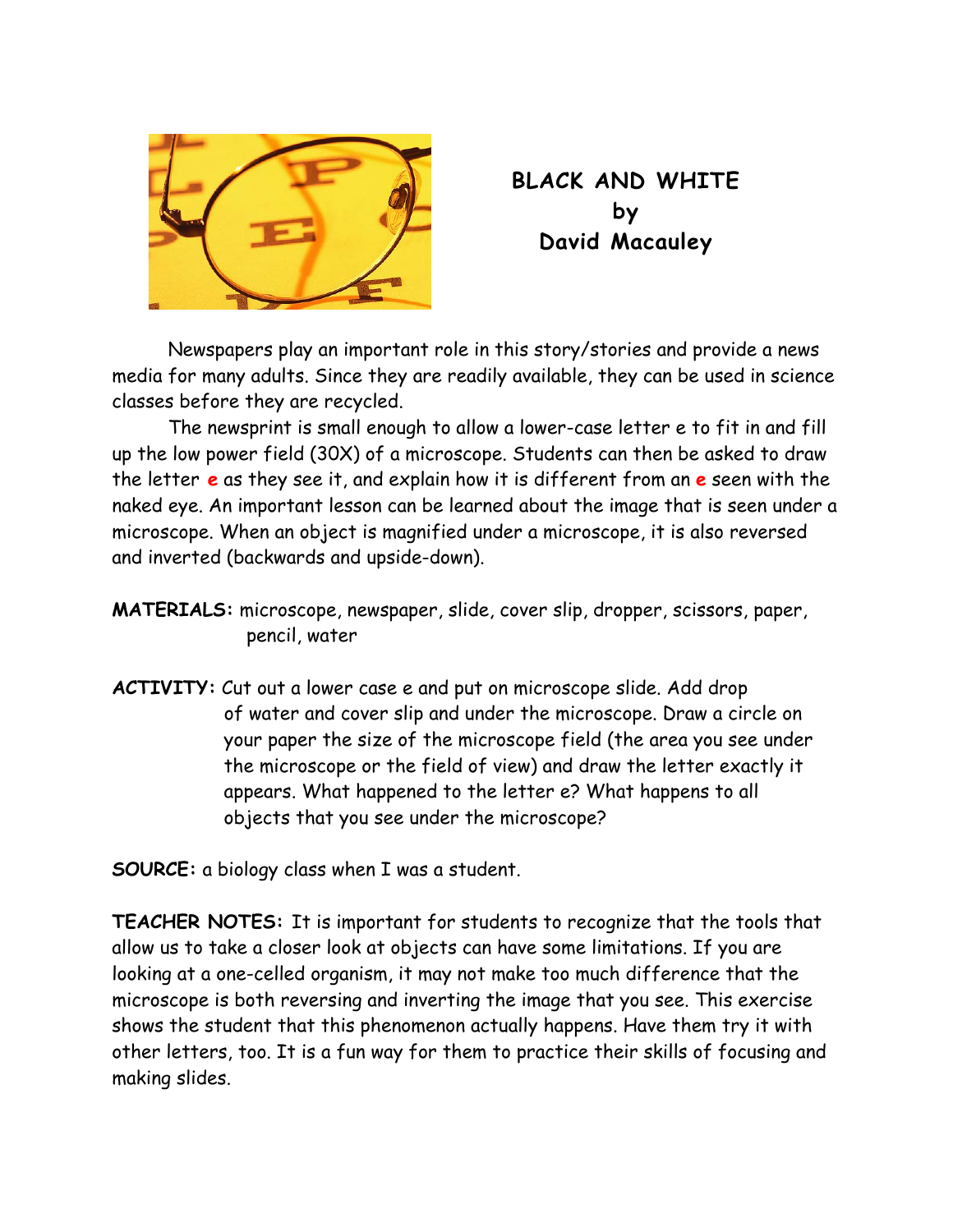# BLACK AND WHITE
by
David Macauley

Newspapers play an important role in this story/stories and provide a news media for many adults. Since they are readily available, they can be used in science classes before they are recycled.

The newsprint is small enough to allow a lower-case letter e to fit in and fill up the low power field (30X) of a microscope. Students can then be asked to draw the letter **e** as they see it, and explain how it is different from an **e** seen with the naked eye. An important lesson can be learned about the image that is seen under a microscope. When an object is magnified under a microscope, it is also reversed and inverted (backwards and upside-down).

**MATERIALS:** microscope, newspaper, slide, cover slip, dropper, scissors, paper, pencil, water

**ACTIVITY:** Cut out a lower case e and put on microscope slide. Add drop of water and cover slip and under the microscope. Draw a circle on your paper the size of the microscope field (the area you see under the microscope or the field of view) and draw the letter exactly it appears. What happened to the letter e? What happens to all objects that you see under the microscope?

**SOURCE:** a biology class when I was a student.

**TEACHER NOTES:** It is important for students to recognize that the tools that allow us to take a closer look at objects can have some limitations. If you are looking at a one-celled organism, it may not make too much difference that the microscope is both reversing and inverting the image that you see. This exercise shows the student that this phenomenon actually happens. Have them try it with other letters, too. It is a fun way for them to practice their skills of focusing and making slides.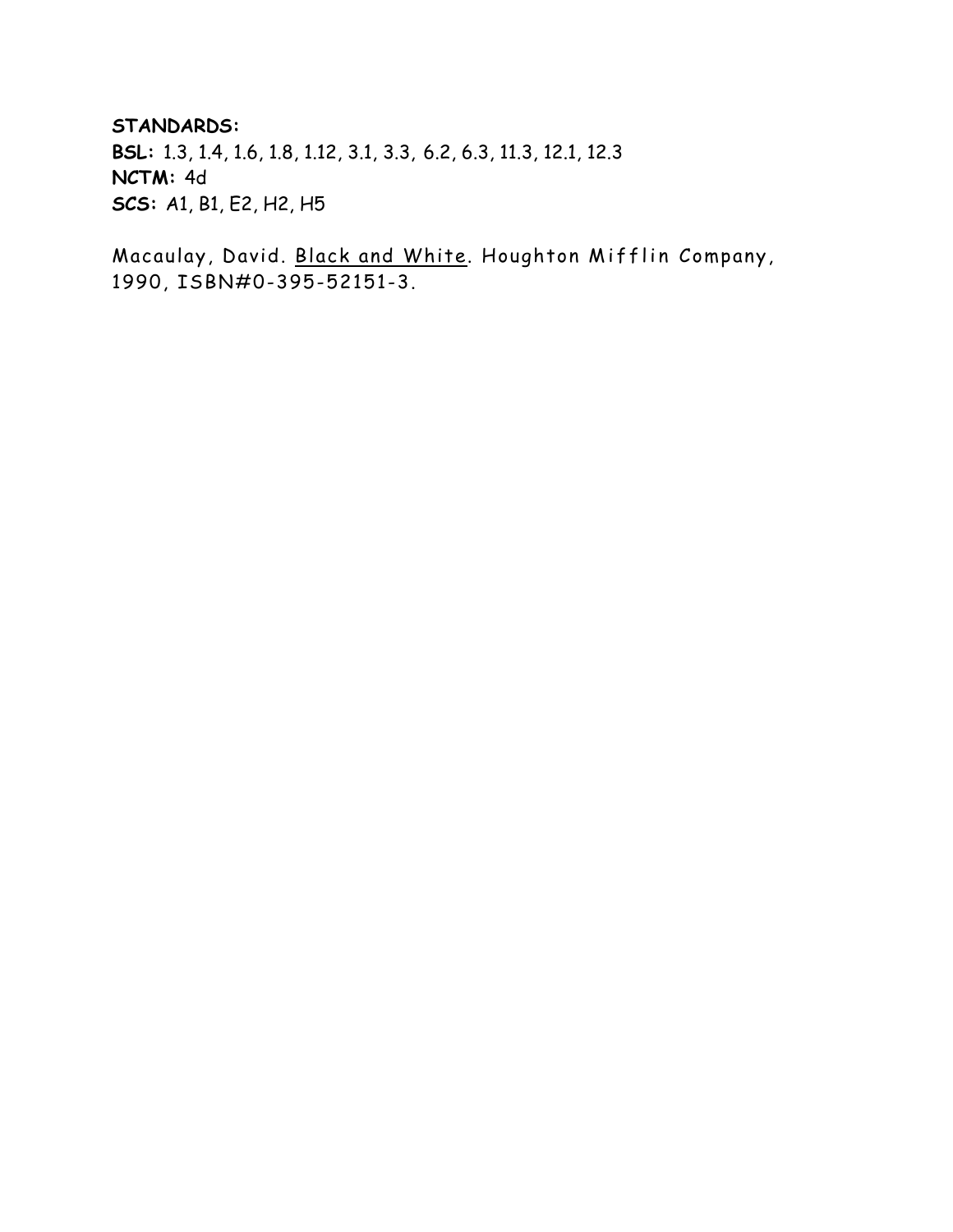**STANDARDS:**
**BSL:** 1.3, 1.4, 1.6, 1.8, 1.12, 3.1, 3.3, 6.2, 6.3, 11.3, 12.1, 12.3
**NCTM:** 4d
**SCS:** A1, B1, E2, H2, H5

Macaulay, David. <u>Black and White</u>. Houghton Mifflin Company, 1990, ISBN#0-395-52151-3.